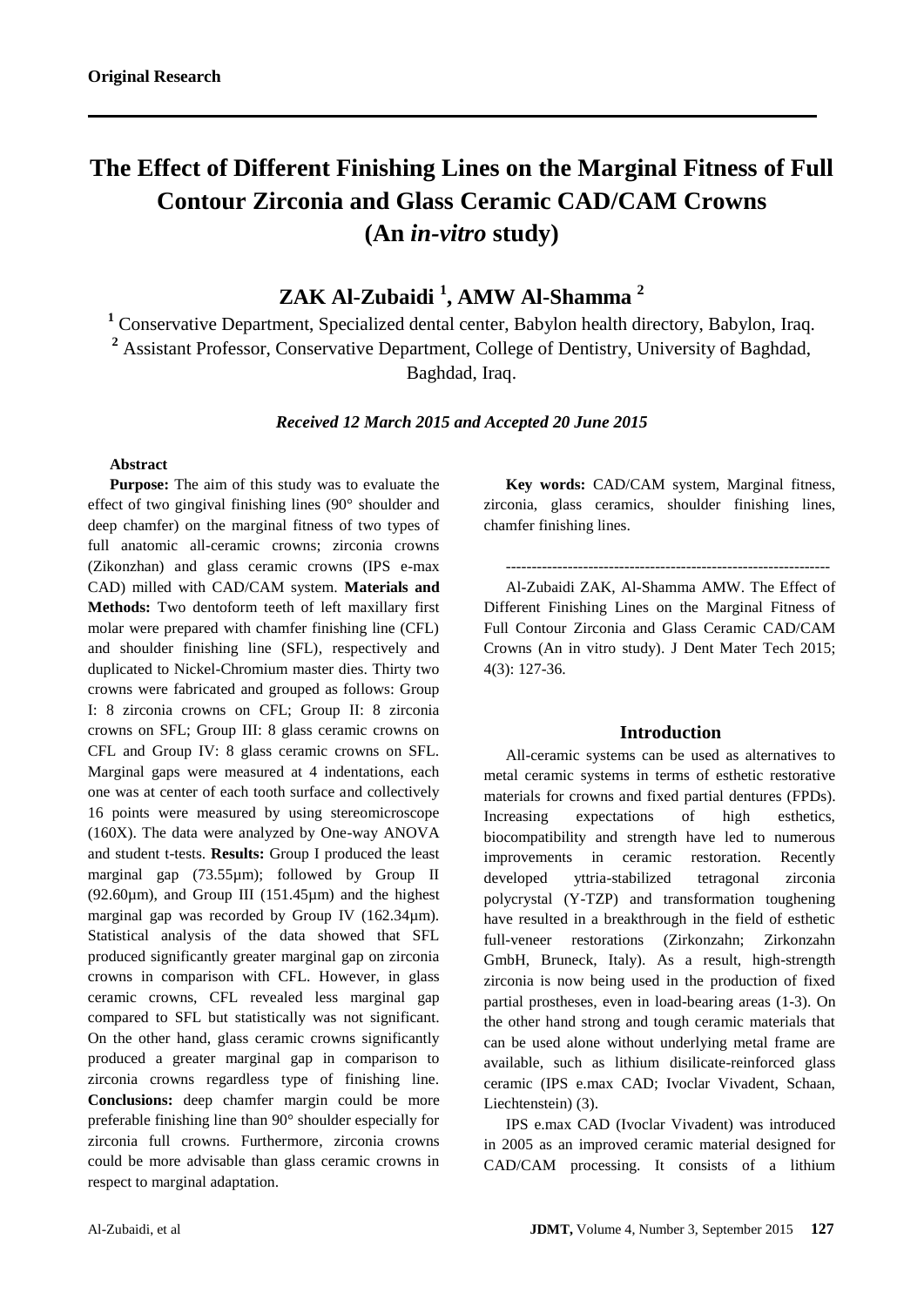**Original Research**

# The Effect of Different Finishing Lines on the Marginal Fitness of Full Contour Zirconia and Glass Ceramic CAD/CAM Crowns (An *in-vitro* study)

## ZAK Al-Zubaidi [1], AMW Al-Shamma [2]

[1] Conservative Department, Specialized dental center, Babylon health directory, Babylon, Iraq.
[2] Assistant Professor, Conservative Department, College of Dentistry, University of Baghdad, Baghdad, Iraq.

***Received 12 March 2015 and Accepted 20 June 2015***

### Abstract

**Purpose:** The aim of this study was to evaluate the effect of two gingival finishing lines (90° shoulder and deep chamfer) on the marginal fitness of two types of full anatomic all-ceramic crowns; zirconia crowns (Zikonzhan) and glass ceramic crowns (IPS e-max CAD) milled with CAD/CAM system. **Materials and Methods:** Two dentoform teeth of left maxillary first molar were prepared with chamfer finishing line (CFL) and shoulder finishing line (SFL), respectively and duplicated to Nickel-Chromium master dies. Thirty two crowns were fabricated and grouped as follows: Group I: 8 zirconia crowns on CFL; Group II: 8 zirconia crowns on SFL; Group III: 8 glass ceramic crowns on CFL and Group IV: 8 glass ceramic crowns on SFL. Marginal gaps were measured at 4 indentations, each one was at center of each tooth surface and collectively 16 points were measured by using stereomicroscope (160X). The data were analyzed by One-way ANOVA and student t-tests. **Results:** Group I produced the least marginal gap (73.55µm); followed by Group II (92.60µm), and Group III (151.45µm) and the highest marginal gap was recorded by Group IV (162.34µm). Statistical analysis of the data showed that SFL produced significantly greater marginal gap on zirconia crowns in comparison with CFL. However, in glass ceramic crowns, CFL revealed less marginal gap compared to SFL but statistically was not significant. On the other hand, glass ceramic crowns significantly produced a greater marginal gap in comparison to zirconia crowns regardless type of finishing line. **Conclusions:** deep chamfer margin could be more preferable finishing line than 90° shoulder especially for zirconia full crowns. Furthermore, zirconia crowns could be more advisable than glass ceramic crowns in respect to marginal adaptation.

**Key words:** CAD/CAM system, Marginal fitness, zirconia, glass ceramics, shoulder finishing lines, chamfer finishing lines.

---

Al-Zubaidi ZAK, Al-Shamma AMW. The Effect of Different Finishing Lines on the Marginal Fitness of Full Contour Zirconia and Glass Ceramic CAD/CAM Crowns (An in vitro study). J Dent Mater Tech 2015; 4(3): 127-36.

## Introduction

All-ceramic systems can be used as alternatives to metal ceramic systems in terms of esthetic restorative materials for crowns and fixed partial dentures (FPDs). Increasing expectations of high esthetics, biocompatibility and strength have led to numerous improvements in ceramic restoration. Recently developed yttria-stabilized tetragonal zirconia polycrystal (Y-TZP) and transformation toughening have resulted in a breakthrough in the field of esthetic full-veneer restorations (Zirkonzahn; Zirkonzahn GmbH, Bruneck, Italy). As a result, high-strength zirconia is now being used in the production of fixed partial prostheses, even in load-bearing areas (1-3). On the other hand strong and tough ceramic materials that can be used alone without underlying metal frame are available, such as lithium disilicate-reinforced glass ceramic (IPS e.max CAD; Ivoclar Vivadent, Schaan, Liechtenstein) (3).

IPS e.max CAD (Ivoclar Vivadent) was introduced in 2005 as an improved ceramic material designed for CAD/CAM processing. It consists of a lithium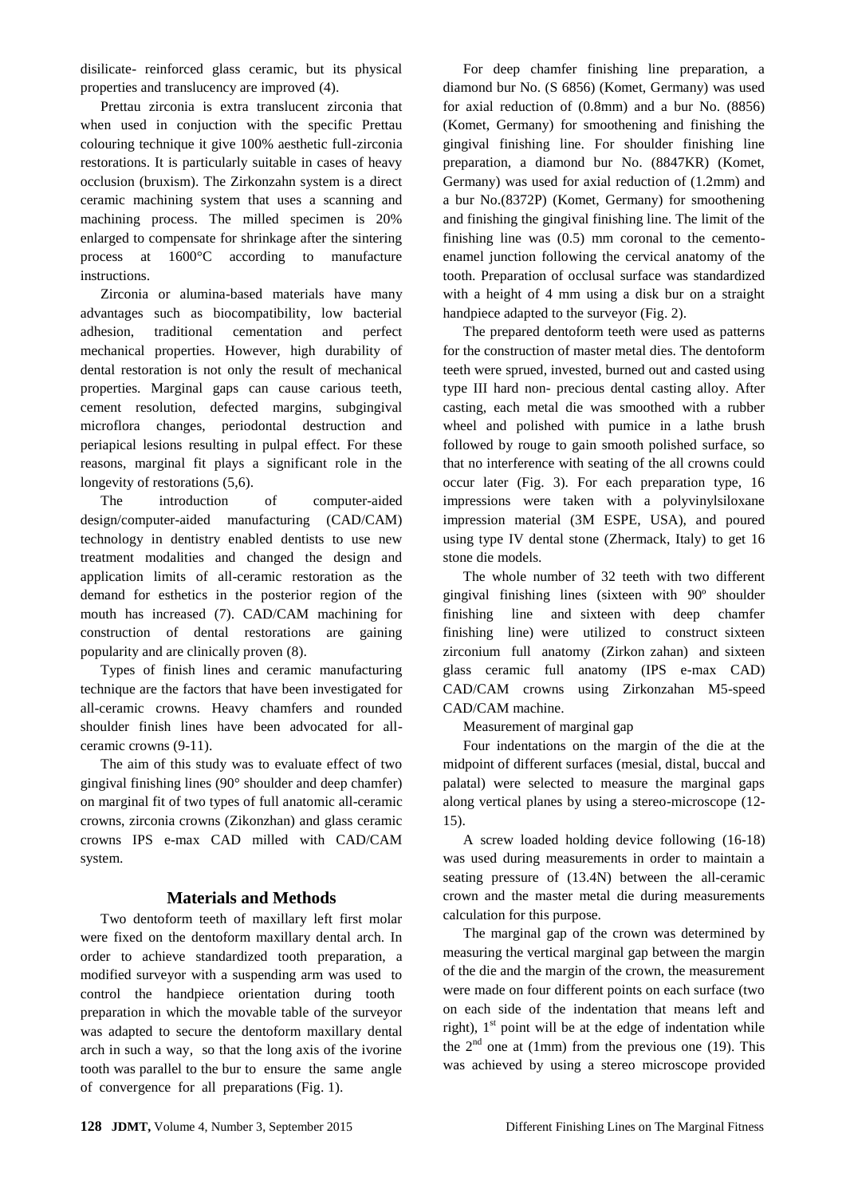disilicate- reinforced glass ceramic, but its physical properties and translucency are improved (4).

Prettau zirconia is extra translucent zirconia that when used in conjuction with the specific Prettau colouring technique it give 100% aesthetic full-zirconia restorations. It is particularly suitable in cases of heavy occlusion (bruxism). The Zirkonzahn system is a direct ceramic machining system that uses a scanning and machining process. The milled specimen is 20% enlarged to compensate for shrinkage after the sintering process at 1600°C according to manufacture instructions.

Zirconia or alumina-based materials have many advantages such as biocompatibility, low bacterial adhesion, traditional cementation and perfect mechanical properties. However, high durability of dental restoration is not only the result of mechanical properties. Marginal gaps can cause carious teeth, cement resolution, defected margins, subgingival microflora changes, periodontal destruction and periapical lesions resulting in pulpal effect. For these reasons, marginal fit plays a significant role in the longevity of restorations (5,6).

The introduction of computer-aided design/computer-aided manufacturing (CAD/CAM) technology in dentistry enabled dentists to use new treatment modalities and changed the design and application limits of all-ceramic restoration as the demand for esthetics in the posterior region of the mouth has increased (7). CAD/CAM machining for construction of dental restorations are gaining popularity and are clinically proven (8).

Types of finish lines and ceramic manufacturing technique are the factors that have been investigated for all-ceramic crowns. Heavy chamfers and rounded shoulder finish lines have been advocated for all-ceramic crowns (9-11).

The aim of this study was to evaluate effect of two gingival finishing lines (90° shoulder and deep chamfer) on marginal fit of two types of full anatomic all-ceramic crowns, zirconia crowns (Zikonzhan) and glass ceramic crowns IPS e-max CAD milled with CAD/CAM system.

## Materials and Methods

Two dentoform teeth of maxillary left first molar were fixed on the dentoform maxillary dental arch. In order to achieve standardized tooth preparation, a modified surveyor with a suspending arm was used to control the handpiece orientation during tooth preparation in which the movable table of the surveyor was adapted to secure the dentoform maxillary dental arch in such a way, so that the long axis of the ivorine tooth was parallel to the bur to ensure the same angle of convergence for all preparations (Fig. 1).

For deep chamfer finishing line preparation, a diamond bur No. (S 6856) (Komet, Germany) was used for axial reduction of (0.8mm) and a bur No. (8856) (Komet, Germany) for smoothening and finishing the gingival finishing line. For shoulder finishing line preparation, a diamond bur No. (8847KR) (Komet, Germany) was used for axial reduction of (1.2mm) and a bur No.(8372P) (Komet, Germany) for smoothening and finishing the gingival finishing line. The limit of the finishing line was (0.5) mm coronal to the cemento-enamel junction following the cervical anatomy of the tooth. Preparation of occlusal surface was standardized with a height of 4 mm using a disk bur on a straight handpiece adapted to the surveyor (Fig. 2).

The prepared dentoform teeth were used as patterns for the construction of master metal dies. The dentoform teeth were sprued, invested, burned out and casted using type III hard non- precious dental casting alloy. After casting, each metal die was smoothed with a rubber wheel and polished with pumice in a lathe brush followed by rouge to gain smooth polished surface, so that no interference with seating of the all crowns could occur later (Fig. 3). For each preparation type, 16 impressions were taken with a polyvinylsiloxane impression material (3M ESPE, USA), and poured using type IV dental stone (Zhermack, Italy) to get 16 stone die models.

The whole number of 32 teeth with two different gingival finishing lines (sixteen with 90º shoulder finishing line and sixteen with deep chamfer finishing line) were utilized to construct sixteen zirconium full anatomy (Zirkon zahan) and sixteen glass ceramic full anatomy (IPS e-max CAD) CAD/CAM crowns using Zirkonzahan M5-speed CAD/CAM machine.

Measurement of marginal gap

Four indentations on the margin of the die at the midpoint of different surfaces (mesial, distal, buccal and palatal) were selected to measure the marginal gaps along vertical planes by using a stereo-microscope (12-15).

A screw loaded holding device following (16-18) was used during measurements in order to maintain a seating pressure of (13.4N) between the all-ceramic crown and the master metal die during measurements calculation for this purpose.

The marginal gap of the crown was determined by measuring the vertical marginal gap between the margin of the die and the margin of the crown, the measurement were made on four different points on each surface (two on each side of the indentation that means left and right), 1st point will be at the edge of indentation while the 2nd one at (1mm) from the previous one (19). This was achieved by using a stereo microscope provided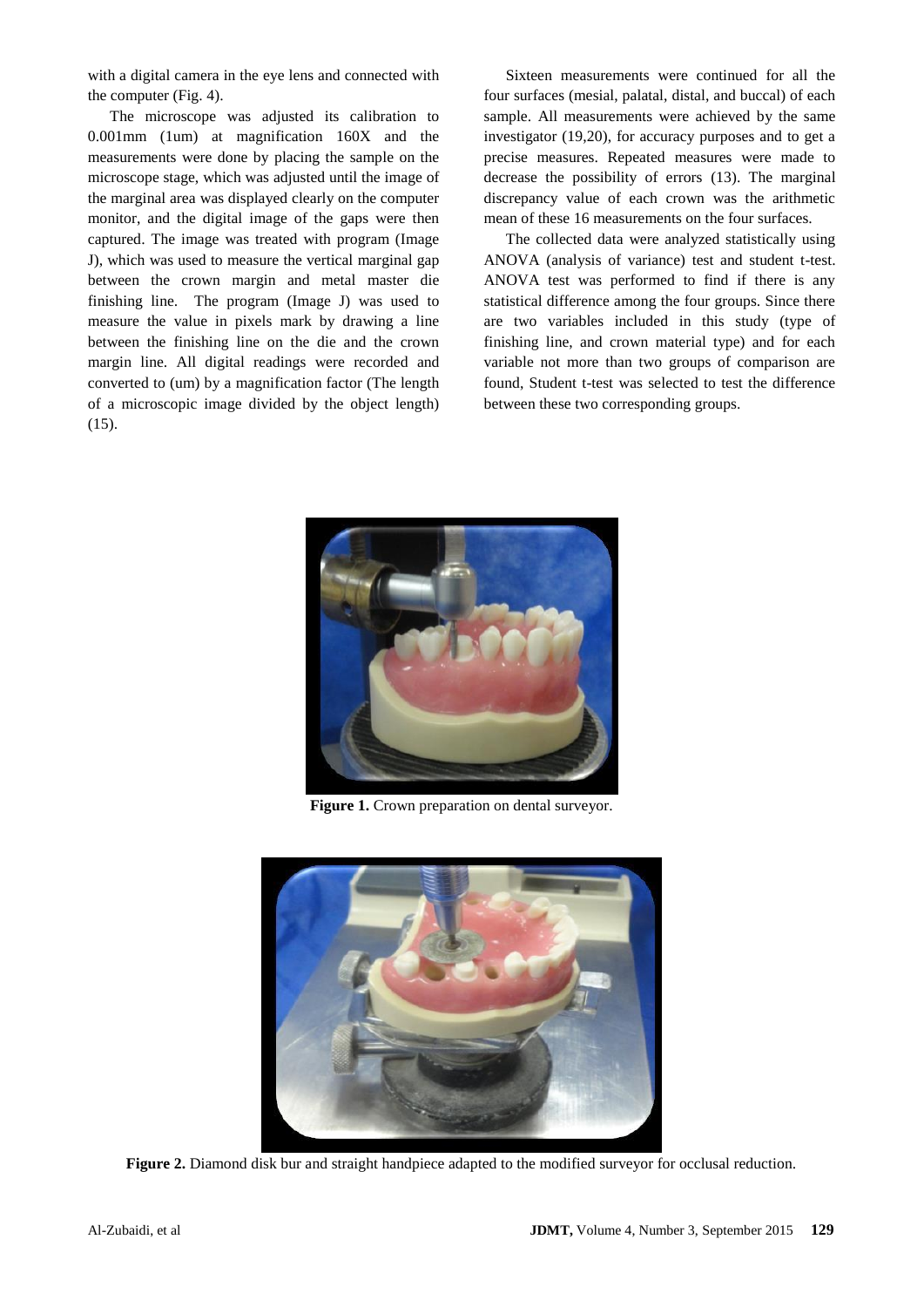with a digital camera in the eye lens and connected with the computer (Fig. 4).

The microscope was adjusted its calibration to 0.001mm (1um) at magnification 160X and the measurements were done by placing the sample on the microscope stage, which was adjusted until the image of the marginal area was displayed clearly on the computer monitor, and the digital image of the gaps were then captured. The image was treated with program (Image J), which was used to measure the vertical marginal gap between the crown margin and metal master die finishing line. The program (Image J) was used to measure the value in pixels mark by drawing a line between the finishing line on the die and the crown margin line. All digital readings were recorded and converted to (um) by a magnification factor (The length of a microscopic image divided by the object length) (15).

Sixteen measurements were continued for all the four surfaces (mesial, palatal, distal, and buccal) of each sample. All measurements were achieved by the same investigator (19,20), for accuracy purposes and to get a precise measures. Repeated measures were made to decrease the possibility of errors (13). The marginal discrepancy value of each crown was the arithmetic mean of these 16 measurements on the four surfaces.

The collected data were analyzed statistically using ANOVA (analysis of variance) test and student t-test. ANOVA test was performed to find if there is any statistical difference among the four groups. Since there are two variables included in this study (type of finishing line, and crown material type) and for each variable not more than two groups of comparison are found, Student t-test was selected to test the difference between these two corresponding groups.

**Figure 1.** Crown preparation on dental surveyor.

**Figure 2.** Diamond disk bur and straight handpiece adapted to the modified surveyor for occlusal reduction.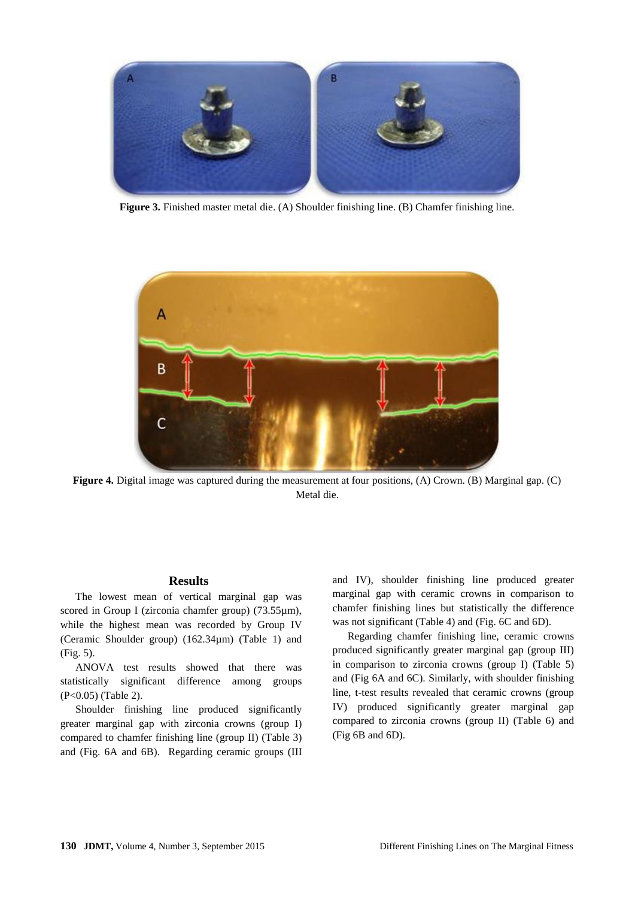**Figure 3.** Finished master metal die. (A) Shoulder finishing line. (B) Chamfer finishing line.

**Figure 4.** Digital image was captured during the measurement at four positions, (A) Crown. (B) Marginal gap. (C) Metal die.

## Results

The lowest mean of vertical marginal gap was scored in Group I (zirconia chamfer group) (73.55µm), while the highest mean was recorded by Group IV (Ceramic Shoulder group) (162.34µm) (Table 1) and (Fig. 5).

ANOVA test results showed that there was statistically significant difference among groups ($P<0.05$) (Table 2).

Shoulder finishing line produced significantly greater marginal gap with zirconia crowns (group I) compared to chamfer finishing line (group II) (Table 3) and (Fig. 6A and 6B). Regarding ceramic groups (III and IV), shoulder finishing line produced greater marginal gap with ceramic crowns in comparison to chamfer finishing lines but statistically the difference was not significant (Table 4) and (Fig. 6C and 6D).

Regarding chamfer finishing line, ceramic crowns produced significantly greater marginal gap (group III) in comparison to zirconia crowns (group I) (Table 5) and (Fig 6A and 6C). Similarly, with shoulder finishing line, t-test results revealed that ceramic crowns (group IV) produced significantly greater marginal gap compared to zirconia crowns (group II) (Table 6) and (Fig 6B and 6D).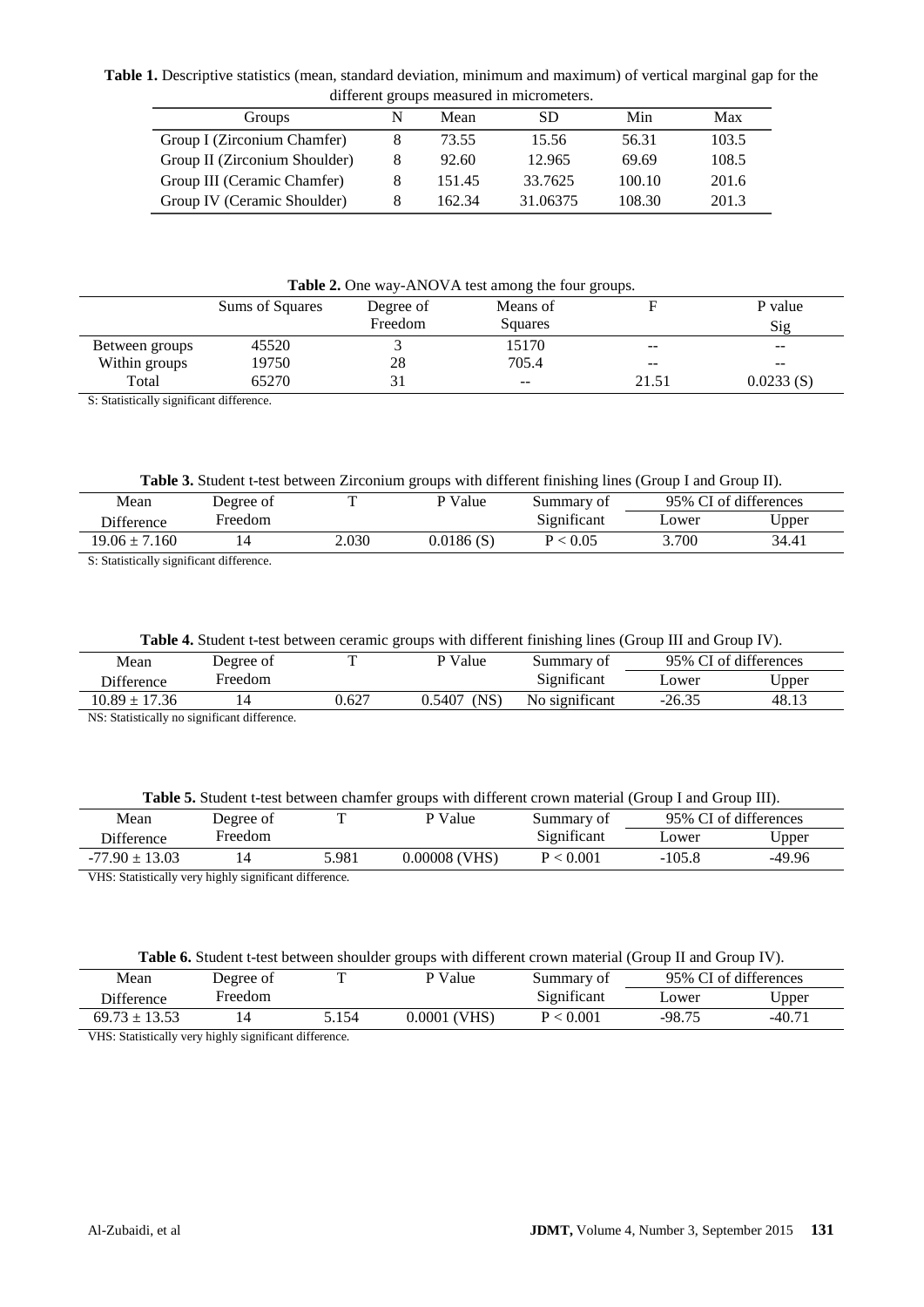**Table 1.** Descriptive statistics (mean, standard deviation, minimum and maximum) of vertical marginal gap for the different groups measured in micrometers.

| Groups | N | Mean | SD | Min | Max |
|---|---|---|---|---|---|
| Group I (Zirconium Chamfer) | 8 | 73.55 | 15.56 | 56.31 | 103.5 |
| Group II (Zirconium Shoulder) | 8 | 92.60 | 12.965 | 69.69 | 108.5 |
| Group III (Ceramic Chamfer) | 8 | 151.45 | 33.7625 | 100.10 | 201.6 |
| Group IV (Ceramic Shoulder) | 8 | 162.34 | 31.06375 | 108.30 | 201.3 |

**Table 2.** One way-ANOVA test among the four groups.

| | Sums of Squares | Degree of Freedom | Means of Squares | F | P value Sig |
|---|---|---|---|---|---|
| Between groups | 45520 | 3 | 15170 | -- | -- |
| Within groups | 19750 | 28 | 705.4 | -- | -- |
| Total | 65270 | 31 | -- | 21.51 | 0.0233 (S) |

S: Statistically significant difference.

**Table 3.** Student t-test between Zirconium groups with different finishing lines (Group I and Group II).

| Mean Difference | Degree of Freedom | T | P Value | Summary of Significant | 95% CI of differences | |
|---|---|---|---|---|---|---|
| | | | | | Lower | Upper |
| 19.06 ± 7.160 | 14 | 2.030 | 0.0186 (S) | $P < 0.05$ | 3.700 | 34.41 |

S: Statistically significant difference.

**Table 4.** Student t-test between ceramic groups with different finishing lines (Group III and Group IV).

| Mean Difference | Degree of Freedom | T | P Value | Summary of Significant | 95% CI of differences | |
|---|---|---|---|---|---|---|
| | | | | | Lower | Upper |
| 10.89 ± 17.36 | 14 | 0.627 | 0.5407 (NS) | No significant | -26.35 | 48.13 |

NS: Statistically no significant difference.

**Table 5.** Student t-test between chamfer groups with different crown material (Group I and Group III).

| Mean Difference | Degree of Freedom | T | P Value | Summary of Significant | 95% CI of differences | |
|---|---|---|---|---|---|---|
| | | | | | Lower | Upper |
| -77.90 ± 13.03 | 14 | 5.981 | 0.00008 (VHS) | $P < 0.001$ | -105.8 | -49.96 |

VHS: Statistically very highly significant difference.

**Table 6.** Student t-test between shoulder groups with different crown material (Group II and Group IV).

| Mean Difference | Degree of Freedom | T | P Value | Summary of Significant | 95% CI of differences | |
|---|---|---|---|---|---|---|
| | | | | | Lower | Upper |
| 69.73 ± 13.53 | 14 | 5.154 | 0.0001 (VHS) | $P < 0.001$ | -98.75 | -40.71 |

VHS: Statistically very highly significant difference.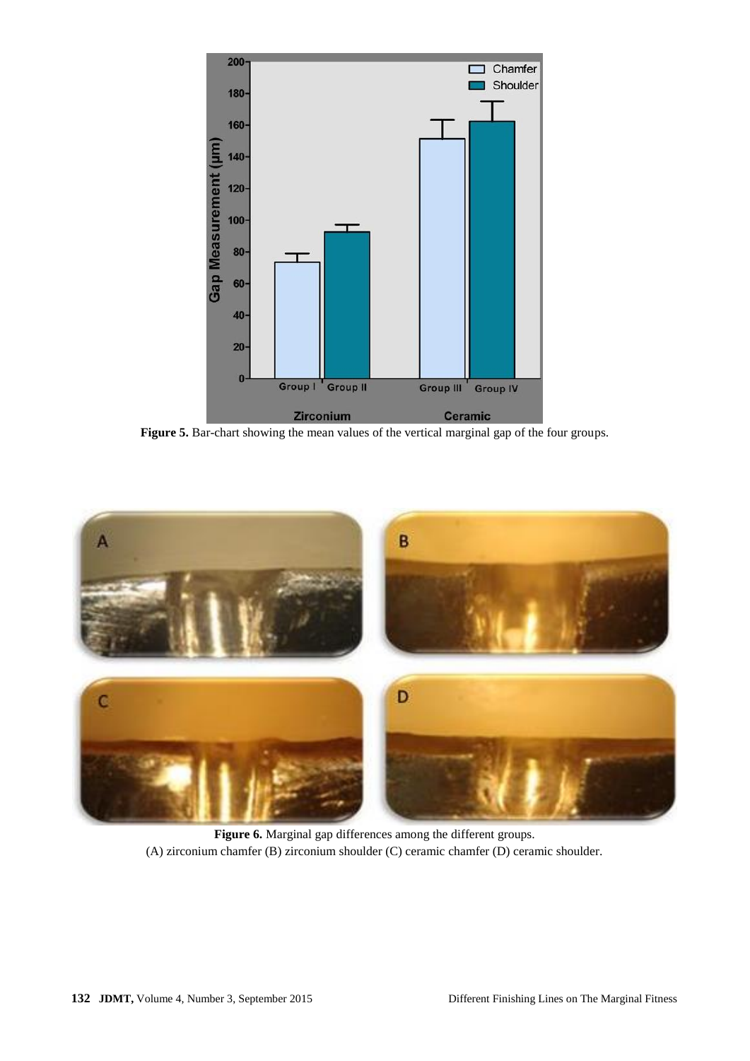Figure 5. Bar-chart showing the mean values of the vertical marginal gap of the four groups.

Figure 6. Marginal gap differences among the different groups.
(A) zirconium chamfer (B) zirconium shoulder (C) ceramic chamfer (D) ceramic shoulder.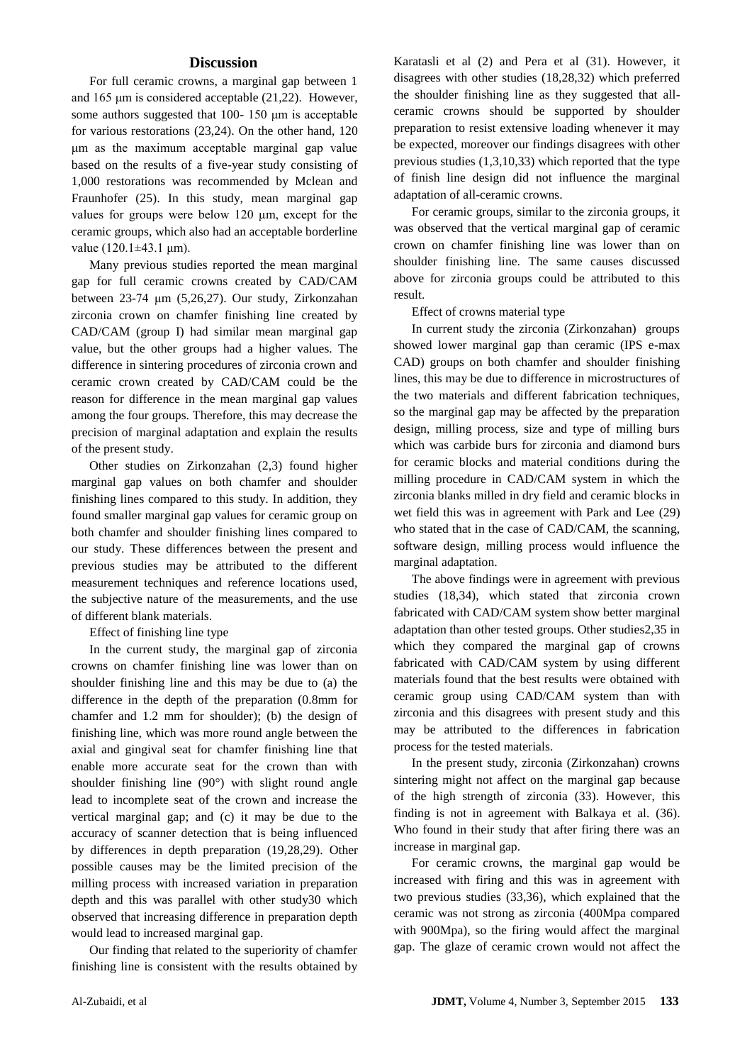## Discussion

For full ceramic crowns, a marginal gap between 1 and 165 μm is considered acceptable (21,22). However, some authors suggested that 100- 150 μm is acceptable for various restorations (23,24). On the other hand, 120 μm as the maximum acceptable marginal gap value based on the results of a five-year study consisting of 1,000 restorations was recommended by Mclean and Fraunhofer (25). In this study, mean marginal gap values for groups were below 120 μm, except for the ceramic groups, which also had an acceptable borderline value (120.1±43.1 μm).

Many previous studies reported the mean marginal gap for full ceramic crowns created by CAD/CAM between 23-74 μm (5,26,27). Our study, Zirkonzahan zirconia crown on chamfer finishing line created by CAD/CAM (group I) had similar mean marginal gap value, but the other groups had a higher values. The difference in sintering procedures of zirconia crown and ceramic crown created by CAD/CAM could be the reason for difference in the mean marginal gap values among the four groups. Therefore, this may decrease the precision of marginal adaptation and explain the results of the present study.

Other studies on Zirkonzahan (2,3) found higher marginal gap values on both chamfer and shoulder finishing lines compared to this study. In addition, they found smaller marginal gap values for ceramic group on both chamfer and shoulder finishing lines compared to our study. These differences between the present and previous studies may be attributed to the different measurement techniques and reference locations used, the subjective nature of the measurements, and the use of different blank materials.

Effect of finishing line type

In the current study, the marginal gap of zirconia crowns on chamfer finishing line was lower than on shoulder finishing line and this may be due to (a) the difference in the depth of the preparation (0.8mm for chamfer and 1.2 mm for shoulder); (b) the design of finishing line, which was more round angle between the axial and gingival seat for chamfer finishing line that enable more accurate seat for the crown than with shoulder finishing line (90°) with slight round angle lead to incomplete seat of the crown and increase the vertical marginal gap; and (c) it may be due to the accuracy of scanner detection that is being influenced by differences in depth preparation (19,28,29). Other possible causes may be the limited precision of the milling process with increased variation in preparation depth and this was parallel with other study30 which observed that increasing difference in preparation depth would lead to increased marginal gap.

Our finding that related to the superiority of chamfer finishing line is consistent with the results obtained by Karatasli et al (2) and Pera et al (31). However, it disagrees with other studies (18,28,32) which preferred the shoulder finishing line as they suggested that all-ceramic crowns should be supported by shoulder preparation to resist extensive loading whenever it may be expected, moreover our findings disagrees with other previous studies (1,3,10,33) which reported that the type of finish line design did not influence the marginal adaptation of all-ceramic crowns.

For ceramic groups, similar to the zirconia groups, it was observed that the vertical marginal gap of ceramic crown on chamfer finishing line was lower than on shoulder finishing line. The same causes discussed above for zirconia groups could be attributed to this result.

Effect of crowns material type

In current study the zirconia (Zirkonzahan) groups showed lower marginal gap than ceramic (IPS e-max CAD) groups on both chamfer and shoulder finishing lines, this may be due to difference in microstructures of the two materials and different fabrication techniques, so the marginal gap may be affected by the preparation design, milling process, size and type of milling burs which was carbide burs for zirconia and diamond burs for ceramic blocks and material conditions during the milling procedure in CAD/CAM system in which the zirconia blanks milled in dry field and ceramic blocks in wet field this was in agreement with Park and Lee (29) who stated that in the case of CAD/CAM, the scanning, software design, milling process would influence the marginal adaptation.

The above findings were in agreement with previous studies (18,34), which stated that zirconia crown fabricated with CAD/CAM system show better marginal adaptation than other tested groups. Other studies2,35 in which they compared the marginal gap of crowns fabricated with CAD/CAM system by using different materials found that the best results were obtained with ceramic group using CAD/CAM system than with zirconia and this disagrees with present study and this may be attributed to the differences in fabrication process for the tested materials.

In the present study, zirconia (Zirkonzahan) crowns sintering might not affect on the marginal gap because of the high strength of zirconia (33). However, this finding is not in agreement with Balkaya et al. (36). Who found in their study that after firing there was an increase in marginal gap.

For ceramic crowns, the marginal gap would be increased with firing and this was in agreement with two previous studies (33,36), which explained that the ceramic was not strong as zirconia (400Mpa compared with 900Mpa), so the firing would affect the marginal gap. The glaze of ceramic crown would not affect the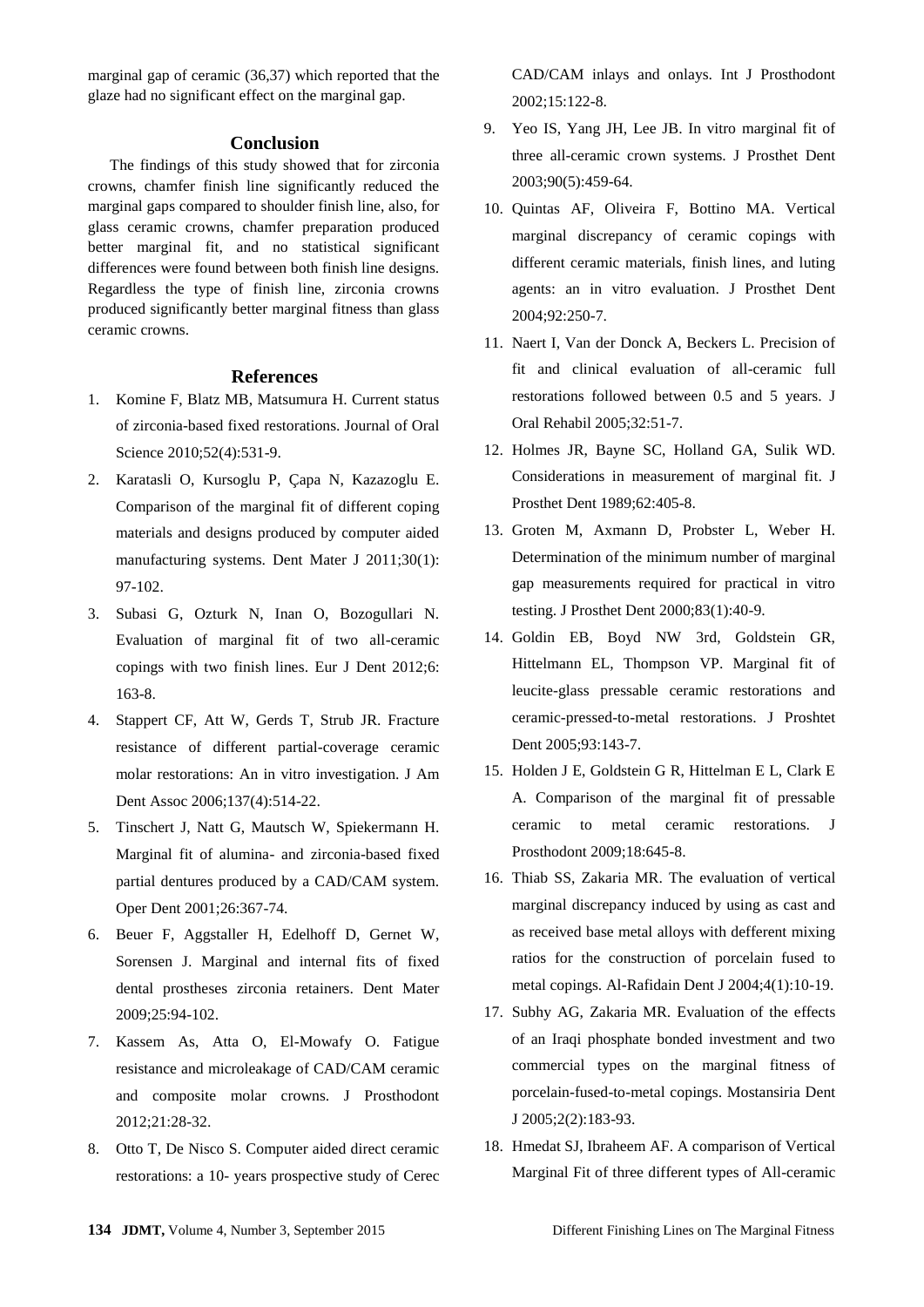marginal gap of ceramic (36,37) which reported that the glaze had no significant effect on the marginal gap.

## Conclusion

The findings of this study showed that for zirconia crowns, chamfer finish line significantly reduced the marginal gaps compared to shoulder finish line, also, for glass ceramic crowns, chamfer preparation produced better marginal fit, and no statistical significant differences were found between both finish line designs. Regardless the type of finish line, zirconia crowns produced significantly better marginal fitness than glass ceramic crowns.

## References

1. Komine F, Blatz MB, Matsumura H. Current status of zirconia-based fixed restorations. Journal of Oral Science 2010;52(4):531-9.
2. Karatasli O, Kursoglu P, Çapa N, Kazazoglu E. Comparison of the marginal fit of different coping materials and designs produced by computer aided manufacturing systems. Dent Mater J 2011;30(1): 97-102.
3. Subasi G, Ozturk N, Inan O, Bozogullari N. Evaluation of marginal fit of two all-ceramic copings with two finish lines. Eur J Dent 2012;6: 163-8.
4. Stappert CF, Att W, Gerds T, Strub JR. Fracture resistance of different partial-coverage ceramic molar restorations: An in vitro investigation. J Am Dent Assoc 2006;137(4):514-22.
5. Tinschert J, Natt G, Mautsch W, Spiekermann H. Marginal fit of alumina- and zirconia-based fixed partial dentures produced by a CAD/CAM system. Oper Dent 2001;26:367-74.
6. Beuer F, Aggstaller H, Edelhoff D, Gernet W, Sorensen J. Marginal and internal fits of fixed dental prostheses zirconia retainers. Dent Mater 2009;25:94-102.
7. Kassem As, Atta O, El-Mowafy O. Fatigue resistance and microleakage of CAD/CAM ceramic and composite molar crowns. J Prosthodont 2012;21:28-32.
8. Otto T, De Nisco S. Computer aided direct ceramic restorations: a 10- years prospective study of Cerec CAD/CAM inlays and onlays. Int J Prosthodont 2002;15:122-8.
9. Yeo IS, Yang JH, Lee JB. In vitro marginal fit of three all-ceramic crown systems. J Prosthet Dent 2003;90(5):459-64.
10. Quintas AF, Oliveira F, Bottino MA. Vertical marginal discrepancy of ceramic copings with different ceramic materials, finish lines, and luting agents: an in vitro evaluation. J Prosthet Dent 2004;92:250-7.
11. Naert I, Van der Donck A, Beckers L. Precision of fit and clinical evaluation of all-ceramic full restorations followed between 0.5 and 5 years. J Oral Rehabil 2005;32:51-7.
12. Holmes JR, Bayne SC, Holland GA, Sulik WD. Considerations in measurement of marginal fit. J Prosthet Dent 1989;62:405-8.
13. Groten M, Axmann D, Probster L, Weber H. Determination of the minimum number of marginal gap measurements required for practical in vitro testing. J Prosthet Dent 2000;83(1):40-9.
14. Goldin EB, Boyd NW 3rd, Goldstein GR, Hittelmann EL, Thompson VP. Marginal fit of leucite-glass pressable ceramic restorations and ceramic-pressed-to-metal restorations. J Proshtet Dent 2005;93:143-7.
15. Holden J E, Goldstein G R, Hittelman E L, Clark E A. Comparison of the marginal fit of pressable ceramic to metal ceramic restorations. J Prosthodont 2009;18:645-8.
16. Thiab SS, Zakaria MR. The evaluation of vertical marginal discrepancy induced by using as cast and as received base metal alloys with defferent mixing ratios for the construction of porcelain fused to metal copings. Al-Rafidain Dent J 2004;4(1):10-19.
17. Subhy AG, Zakaria MR. Evaluation of the effects of an Iraqi phosphate bonded investment and two commercial types on the marginal fitness of porcelain-fused-to-metal copings. Mostansiria Dent J 2005;2(2):183-93.
18. Hmedat SJ, Ibraheem AF. A comparison of Vertical Marginal Fit of three different types of All-ceramic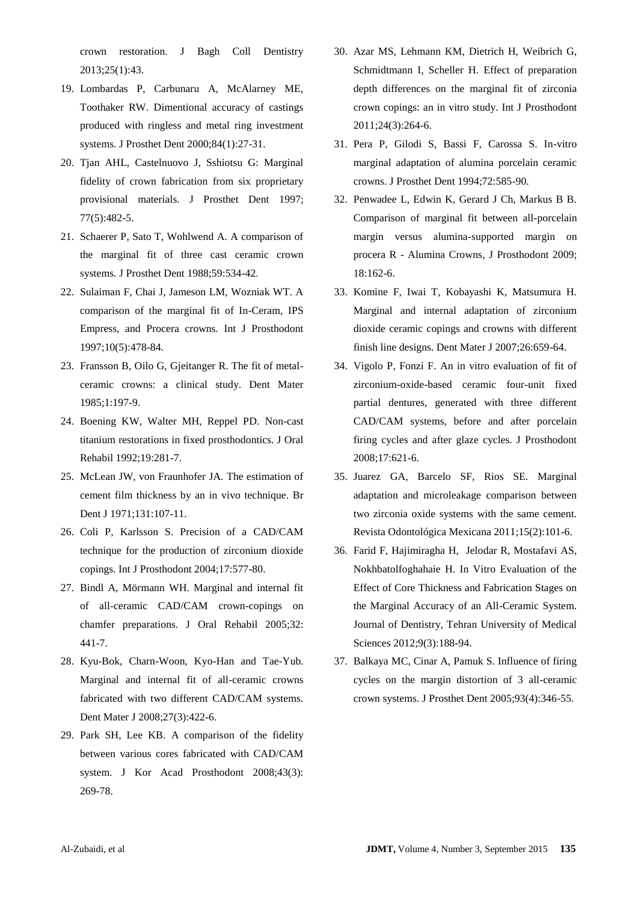crown restoration. J Bagh Coll Dentistry 2013;25(1):43.

19. Lombardas P, Carbunaru A, McAlarney ME, Toothaker RW. Dimentional accuracy of castings produced with ringless and metal ring investment systems. J Prosthet Dent 2000;84(1):27-31.
20. Tjan AHL, Castelnuovo J, Sshiotsu G: Marginal fidelity of crown fabrication from six proprietary provisional materials. J Prosthet Dent 1997; 77(5):482-5.
21. Schaerer P, Sato T, Wohlwend A. A comparison of the marginal fit of three cast ceramic crown systems. J Prosthet Dent 1988;59:534-42.
22. Sulaiman F, Chai J, Jameson LM, Wozniak WT. A comparison of the marginal fit of In-Ceram, IPS Empress, and Procera crowns. Int J Prosthodont 1997;10(5):478-84.
23. Fransson B, Oilo G, Gjeitanger R. The fit of metal-ceramic crowns: a clinical study. Dent Mater 1985;1:197-9.
24. Boening KW, Walter MH, Reppel PD. Non-cast titanium restorations in fixed prosthodontics. J Oral Rehabil 1992;19:281-7.
25. McLean JW, von Fraunhofer JA. The estimation of cement film thickness by an in vivo technique. Br Dent J 1971;131:107-11.
26. Coli P, Karlsson S. Precision of a CAD/CAM technique for the production of zirconium dioxide copings. Int J Prosthodont 2004;17:577-80.
27. Bindl A, Mörmann WH. Marginal and internal fit of all-ceramic CAD/CAM crown-copings on chamfer preparations. J Oral Rehabil 2005;32: 441-7.
28. Kyu-Bok, Charn-Woon, Kyo-Han and Tae-Yub. Marginal and internal fit of all-ceramic crowns fabricated with two different CAD/CAM systems. Dent Mater J 2008;27(3):422-6.
29. Park SH, Lee KB. A comparison of the fidelity between various cores fabricated with CAD/CAM system. J Kor Acad Prosthodont 2008;43(3): 269-78.
30. Azar MS, Lehmann KM, Dietrich H, Weibrich G, Schmidtmann I, Scheller H. Effect of preparation depth differences on the marginal fit of zirconia crown copings: an in vitro study. Int J Prosthodont 2011;24(3):264-6.
31. Pera P, Gilodi S, Bassi F, Carossa S. In-vitro marginal adaptation of alumina porcelain ceramic crowns. J Prosthet Dent 1994;72:585-90.
32. Penwadee L, Edwin K, Gerard J Ch, Markus B B. Comparison of marginal fit between all-porcelain margin versus alumina-supported margin on procera R - Alumina Crowns, J Prosthodont 2009; 18:162-6.
33. Komine F, Iwai T, Kobayashi K, Matsumura H. Marginal and internal adaptation of zirconium dioxide ceramic copings and crowns with different finish line designs. Dent Mater J 2007;26:659-64.
34. Vigolo P, Fonzi F. An in vitro evaluation of fit of zirconium-oxide-based ceramic four-unit fixed partial dentures, generated with three different CAD/CAM systems, before and after porcelain firing cycles and after glaze cycles. J Prosthodont 2008;17:621-6.
35. Juarez GA, Barcelo SF, Rios SE. Marginal adaptation and microleakage comparison between two zirconia oxide systems with the same cement. Revista Odontológica Mexicana 2011;15(2):101-6.
36. Farid F, Hajimiragha H, Jelodar R, Mostafavi AS, Nokhbatolfoghahaie H. In Vitro Evaluation of the Effect of Core Thickness and Fabrication Stages on the Marginal Accuracy of an All-Ceramic System. Journal of Dentistry, Tehran University of Medical Sciences 2012;9(3):188-94.
37. Balkaya MC, Cinar A, Pamuk S. Influence of firing cycles on the margin distortion of 3 all-ceramic crown systems. J Prosthet Dent 2005;93(4):346-55.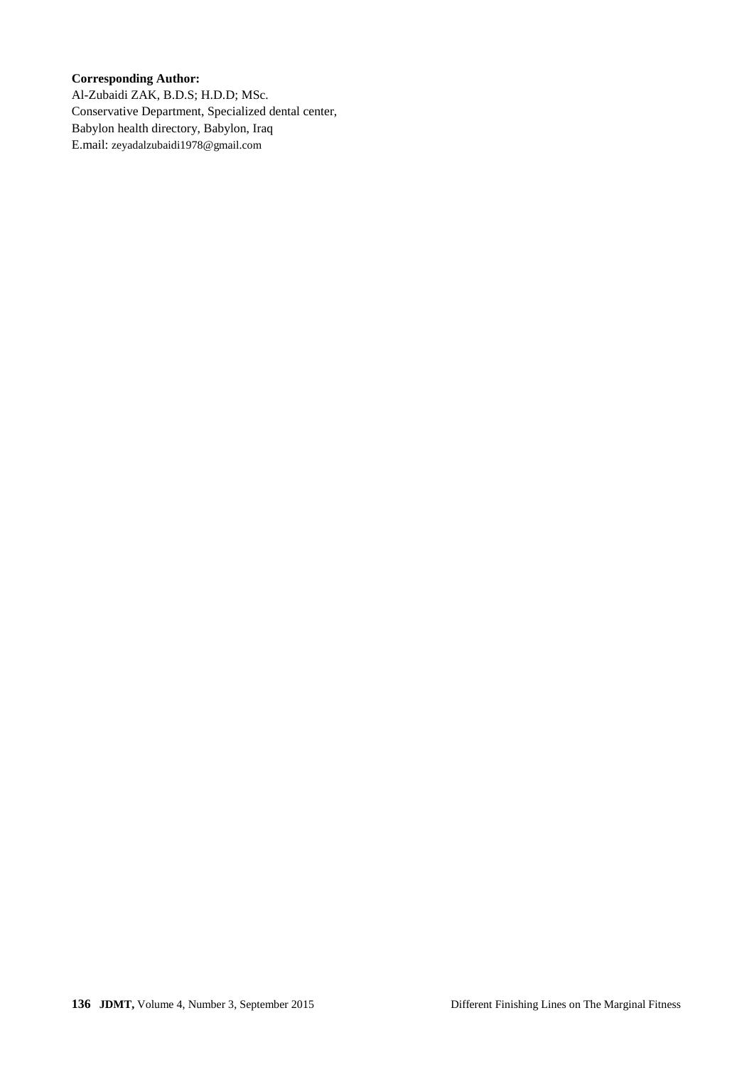**Corresponding Author:**

Al-Zubaidi ZAK, B.D.S; H.D.D; MSc.
Conservative Department, Specialized dental center,
Babylon health directory, Babylon, Iraq
E.mail: zeyadalzubaidi1978@gmail.com